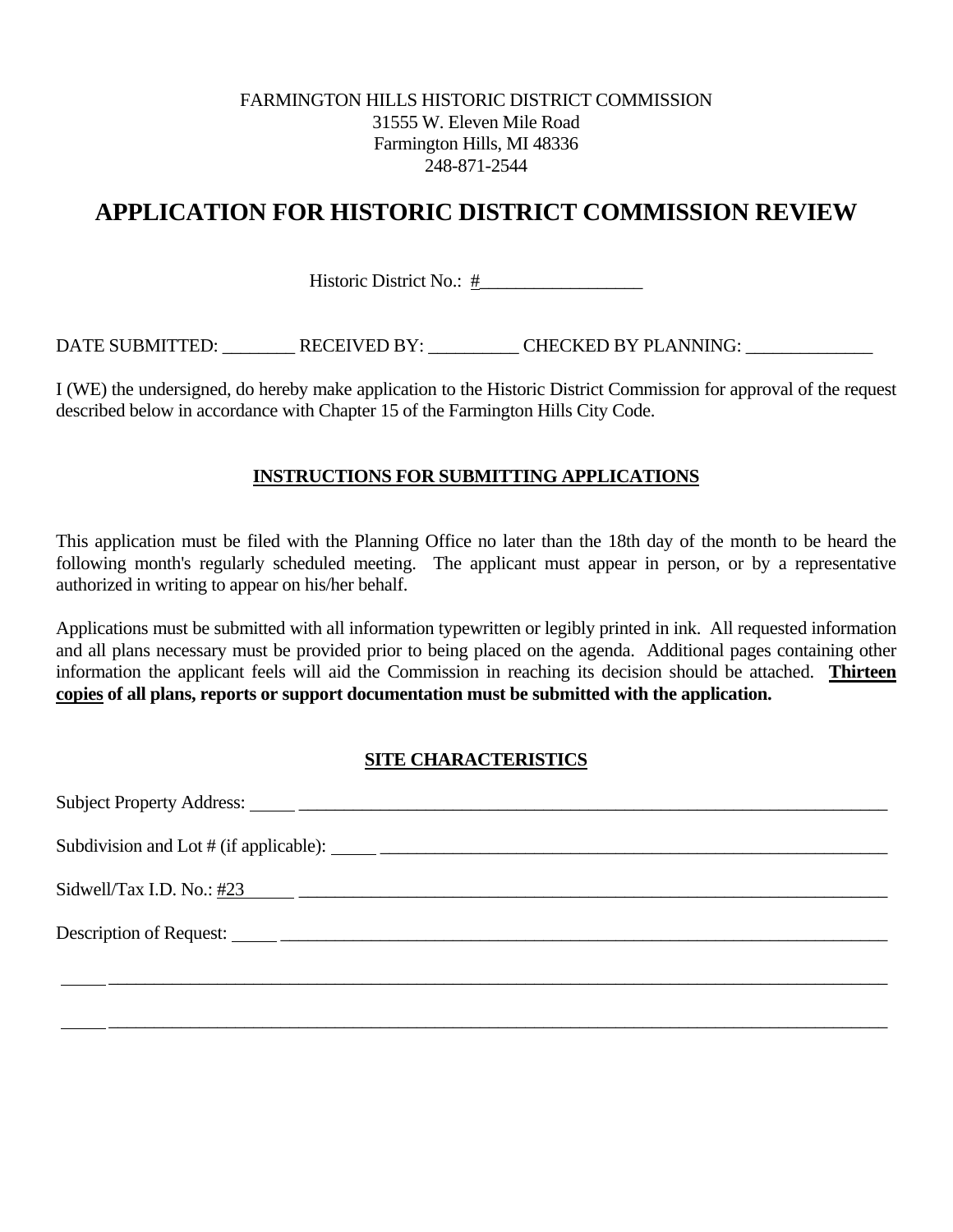FARMINGTON HILLS HISTORIC DISTRICT COMMISSION
31555 W. Eleven Mile Road
Farmington Hills, MI 48336
248-871-2544

# APPLICATION FOR HISTORIC DISTRICT COMMISSION REVIEW

Historic District No.: #__________________

DATE SUBMITTED: ________ RECEIVED BY: __________ CHECKED BY PLANNING: ______________

I (WE) the undersigned, do hereby make application to the Historic District Commission for approval of the request described below in accordance with Chapter 15 of the Farmington Hills City Code.

## INSTRUCTIONS FOR SUBMITTING APPLICATIONS

This application must be filed with the Planning Office no later than the 18th day of the month to be heard the following month's regularly scheduled meeting. The applicant must appear in person, or by a representative authorized in writing to appear on his/her behalf.

Applications must be submitted with all information typewritten or legibly printed in ink. All requested information and all plans necessary must be provided prior to being placed on the agenda. Additional pages containing other information the applicant feels will aid the Commission in reaching its decision should be attached. **Thirteen copies of all plans, reports or support documentation must be submitted with the application.**

## SITE CHARACTERISTICS

Subject Property Address: ______________________________________________________________

Subdivision and Lot # (if applicable): ____________________________________________________

Sidwell/Tax I.D. No.: #23 ____________________________________________________________

Description of Request: _______________________________________________________________

______________________________________________________________________________

______________________________________________________________________________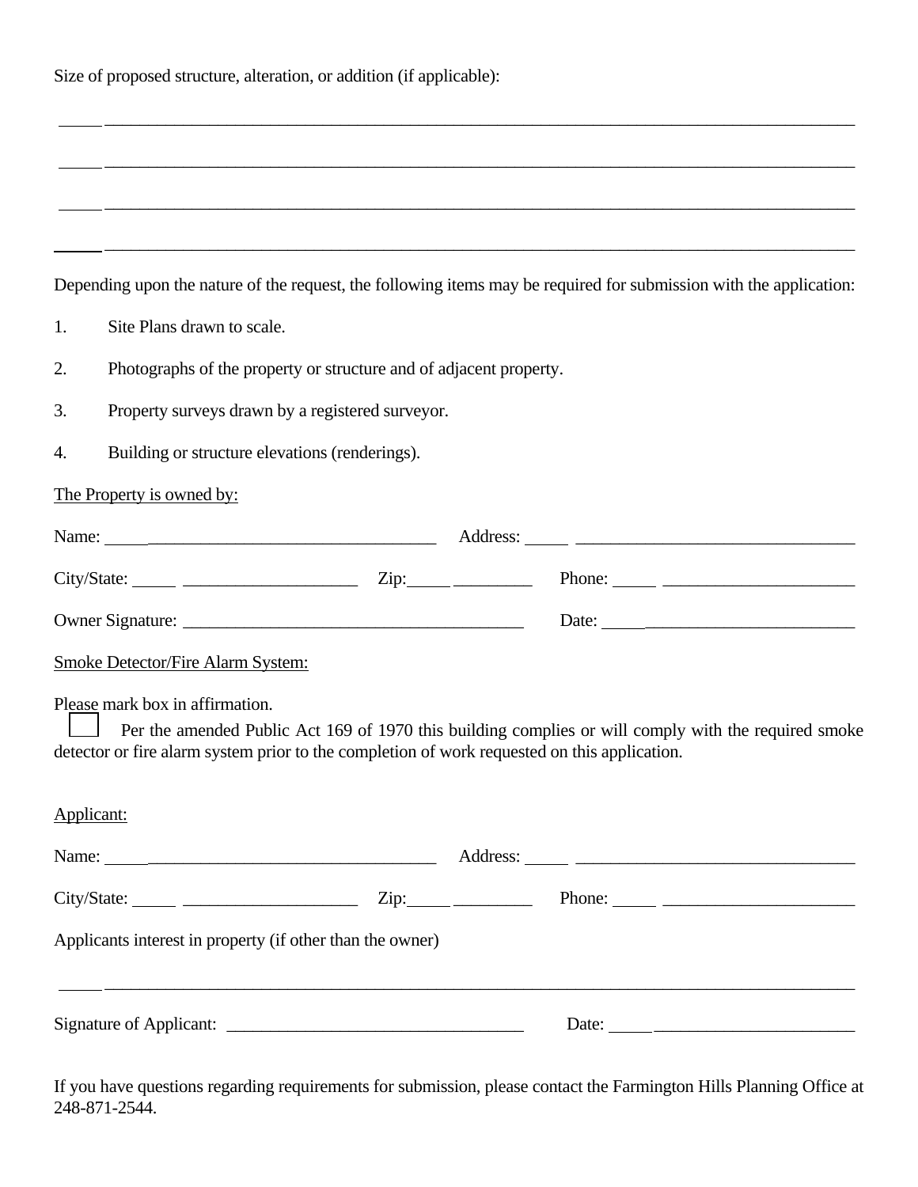Size of proposed structure, alteration, or addition (if applicable):

_______________________________________________________________________________________________

_______________________________________________________________________________________________

_______________________________________________________________________________________________

_______________________________________________________________________________________________

Depending upon the nature of the request, the following items may be required for submission with the application:

1. Site Plans drawn to scale.
2. Photographs of the property or structure and of adjacent property.
3. Property surveys drawn by a registered surveyor.
4. Building or structure elevations (renderings).

<u>The Property is owned by:</u>

Name: ________________________________________ Address: ______________________________________

City/State: _________________________ Zip:______________ Phone: ___________________________

Owner Signature: ________________________________________ Date: ______________________________

<u>Smoke Detector/Fire Alarm System:</u>

Please mark box in affirmation.

☐ Per the amended Public Act 169 of 1970 this building complies or will comply with the required smoke detector or fire alarm system prior to the completion of work requested on this application.

<u>Applicant:</u>

Name: ________________________________________ Address: ______________________________________

City/State: _________________________ Zip:______________ Phone: ___________________________

Applicants interest in property (if other than the owner)

_______________________________________________________________________________________________

Signature of Applicant: __________________________________ Date: ______________________________

If you have questions regarding requirements for submission, please contact the Farmington Hills Planning Office at 248-871-2544.